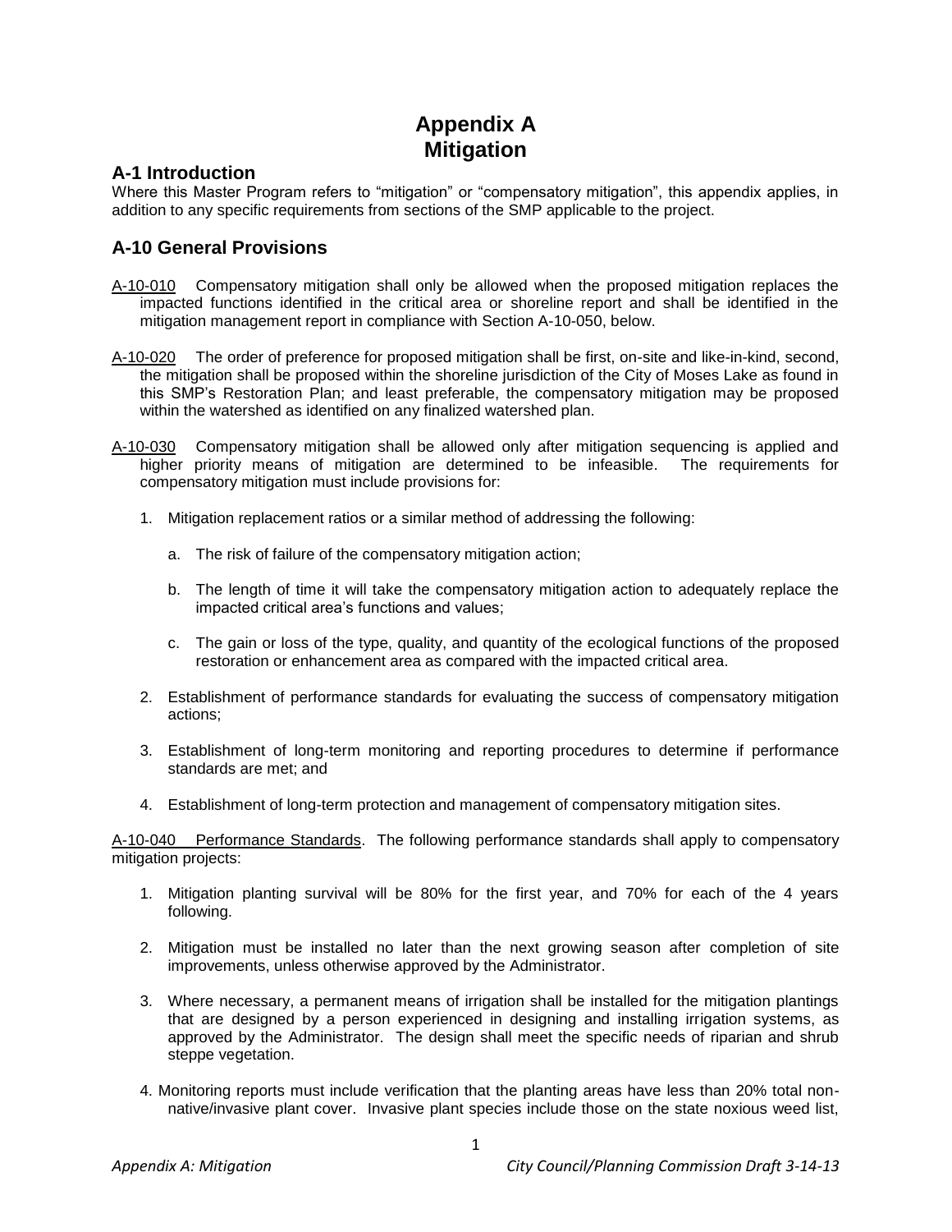# Appendix A
# Mitigation

## A-1 Introduction

Where this Master Program refers to "mitigation" or "compensatory mitigation", this appendix applies, in addition to any specific requirements from sections of the SMP applicable to the project.

## A-10 General Provisions

A-10-010 Compensatory mitigation shall only be allowed when the proposed mitigation replaces the impacted functions identified in the critical area or shoreline report and shall be identified in the mitigation management report in compliance with Section A-10-050, below.

A-10-020 The order of preference for proposed mitigation shall be first, on-site and like-in-kind, second, the mitigation shall be proposed within the shoreline jurisdiction of the City of Moses Lake as found in this SMP's Restoration Plan; and least preferable, the compensatory mitigation may be proposed within the watershed as identified on any finalized watershed plan.

A-10-030 Compensatory mitigation shall be allowed only after mitigation sequencing is applied and higher priority means of mitigation are determined to be infeasible. The requirements for compensatory mitigation must include provisions for:

1. Mitigation replacement ratios or a similar method of addressing the following:

   a. The risk of failure of the compensatory mitigation action;

   b. The length of time it will take the compensatory mitigation action to adequately replace the impacted critical area's functions and values;

   c. The gain or loss of the type, quality, and quantity of the ecological functions of the proposed restoration or enhancement area as compared with the impacted critical area.

2. Establishment of performance standards for evaluating the success of compensatory mitigation actions;

3. Establishment of long-term monitoring and reporting procedures to determine if performance standards are met; and

4. Establishment of long-term protection and management of compensatory mitigation sites.

A-10-040 Performance Standards. The following performance standards shall apply to compensatory mitigation projects:

1. Mitigation planting survival will be 80% for the first year, and 70% for each of the 4 years following.

2. Mitigation must be installed no later than the next growing season after completion of site improvements, unless otherwise approved by the Administrator.

3. Where necessary, a permanent means of irrigation shall be installed for the mitigation plantings that are designed by a person experienced in designing and installing irrigation systems, as approved by the Administrator. The design shall meet the specific needs of riparian and shrub steppe vegetation.

4. Monitoring reports must include verification that the planting areas have less than 20% total non-native/invasive plant cover. Invasive plant species include those on the state noxious weed list,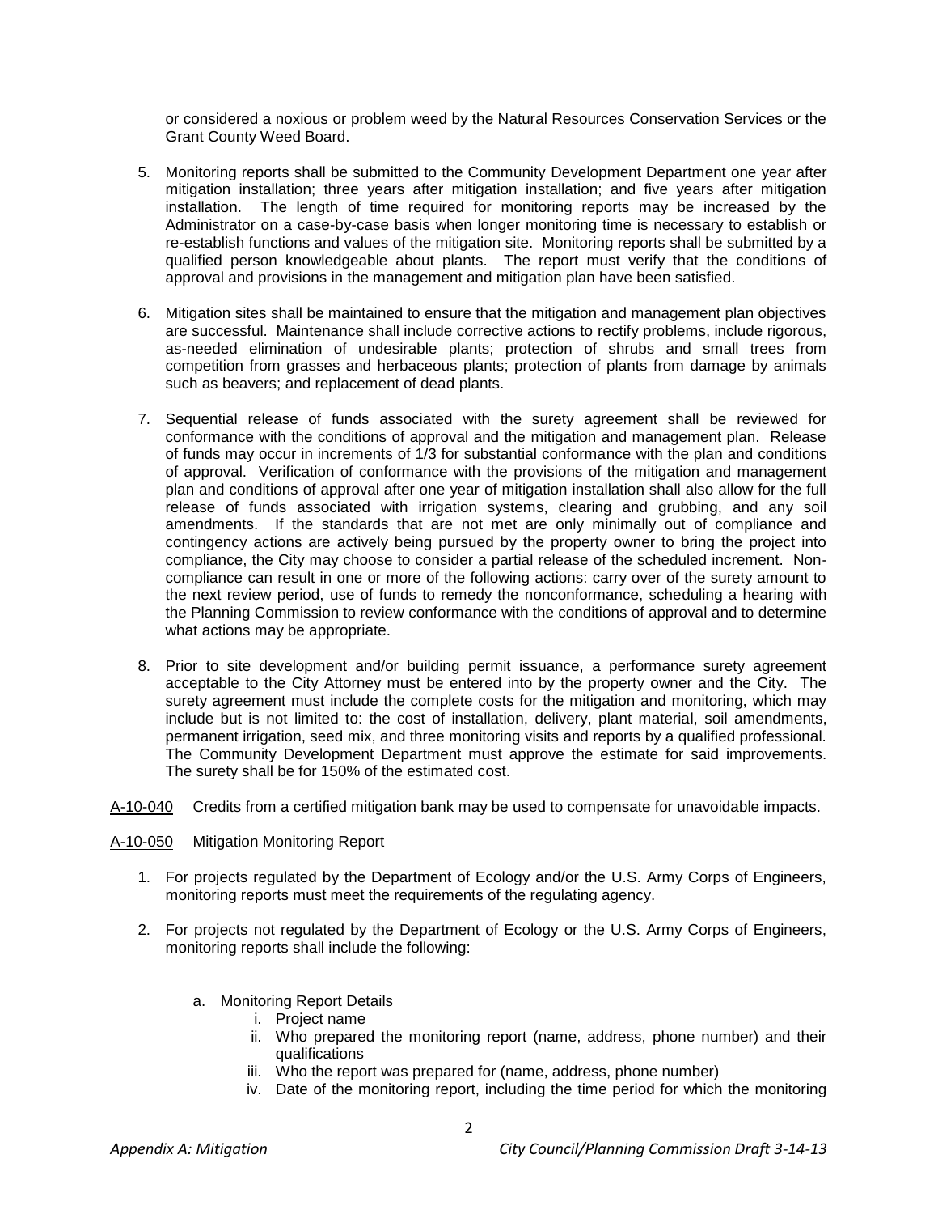or considered a noxious or problem weed by the Natural Resources Conservation Services or the Grant County Weed Board.

5. Monitoring reports shall be submitted to the Community Development Department one year after mitigation installation; three years after mitigation installation; and five years after mitigation installation. The length of time required for monitoring reports may be increased by the Administrator on a case-by-case basis when longer monitoring time is necessary to establish or re-establish functions and values of the mitigation site. Monitoring reports shall be submitted by a qualified person knowledgeable about plants. The report must verify that the conditions of approval and provisions in the management and mitigation plan have been satisfied.

6. Mitigation sites shall be maintained to ensure that the mitigation and management plan objectives are successful. Maintenance shall include corrective actions to rectify problems, include rigorous, as-needed elimination of undesirable plants; protection of shrubs and small trees from competition from grasses and herbaceous plants; protection of plants from damage by animals such as beavers; and replacement of dead plants.

7. Sequential release of funds associated with the surety agreement shall be reviewed for conformance with the conditions of approval and the mitigation and management plan. Release of funds may occur in increments of 1/3 for substantial conformance with the plan and conditions of approval. Verification of conformance with the provisions of the mitigation and management plan and conditions of approval after one year of mitigation installation shall also allow for the full release of funds associated with irrigation systems, clearing and grubbing, and any soil amendments. If the standards that are not met are only minimally out of compliance and contingency actions are actively being pursued by the property owner to bring the project into compliance, the City may choose to consider a partial release of the scheduled increment. Non-compliance can result in one or more of the following actions: carry over of the surety amount to the next review period, use of funds to remedy the nonconformance, scheduling a hearing with the Planning Commission to review conformance with the conditions of approval and to determine what actions may be appropriate.

8. Prior to site development and/or building permit issuance, a performance surety agreement acceptable to the City Attorney must be entered into by the property owner and the City. The surety agreement must include the complete costs for the mitigation and monitoring, which may include but is not limited to: the cost of installation, delivery, plant material, soil amendments, permanent irrigation, seed mix, and three monitoring visits and reports by a qualified professional. The Community Development Department must approve the estimate for said improvements. The surety shall be for 150% of the estimated cost.

<u>A-10-040</u> Credits from a certified mitigation bank may be used to compensate for unavoidable impacts.

<u>A-10-050</u> Mitigation Monitoring Report

1. For projects regulated by the Department of Ecology and/or the U.S. Army Corps of Engineers, monitoring reports must meet the requirements of the regulating agency.

2. For projects not regulated by the Department of Ecology or the U.S. Army Corps of Engineers, monitoring reports shall include the following:

   a. Monitoring Report Details
      i. Project name
      ii. Who prepared the monitoring report (name, address, phone number) and their qualifications
      iii. Who the report was prepared for (name, address, phone number)
      iv. Date of the monitoring report, including the time period for which the monitoring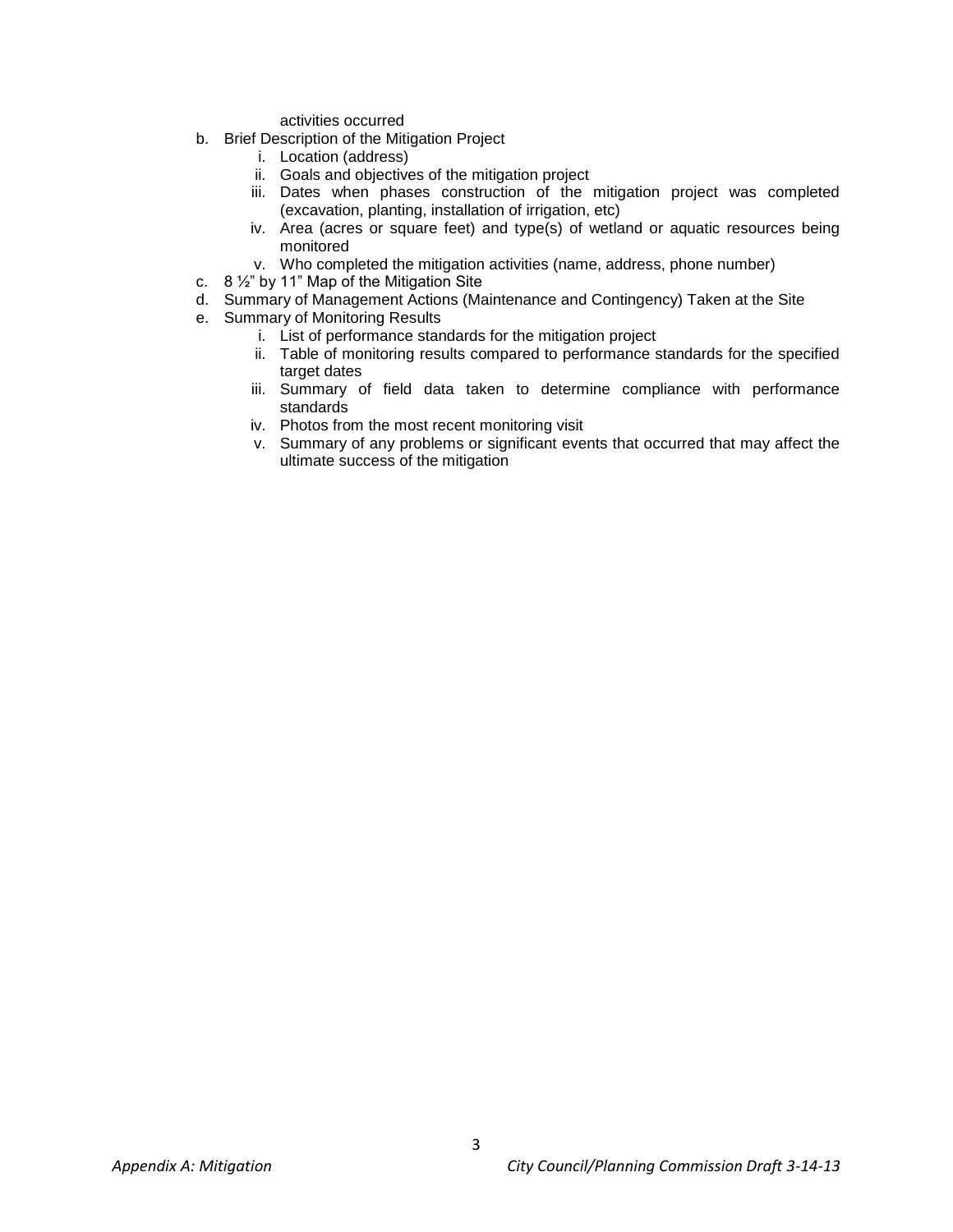activities occurred

b. Brief Description of the Mitigation Project
    i. Location (address)
    ii. Goals and objectives of the mitigation project
    iii. Dates when phases construction of the mitigation project was completed (excavation, planting, installation of irrigation, etc)
    iv. Area (acres or square feet) and type(s) of wetland or aquatic resources being monitored
    v. Who completed the mitigation activities (name, address, phone number)
c. 8 ½" by 11" Map of the Mitigation Site
d. Summary of Management Actions (Maintenance and Contingency) Taken at the Site
e. Summary of Monitoring Results
    i. List of performance standards for the mitigation project
    ii. Table of monitoring results compared to performance standards for the specified target dates
    iii. Summary of field data taken to determine compliance with performance standards
    iv. Photos from the most recent monitoring visit
    v. Summary of any problems or significant events that occurred that may affect the ultimate success of the mitigation